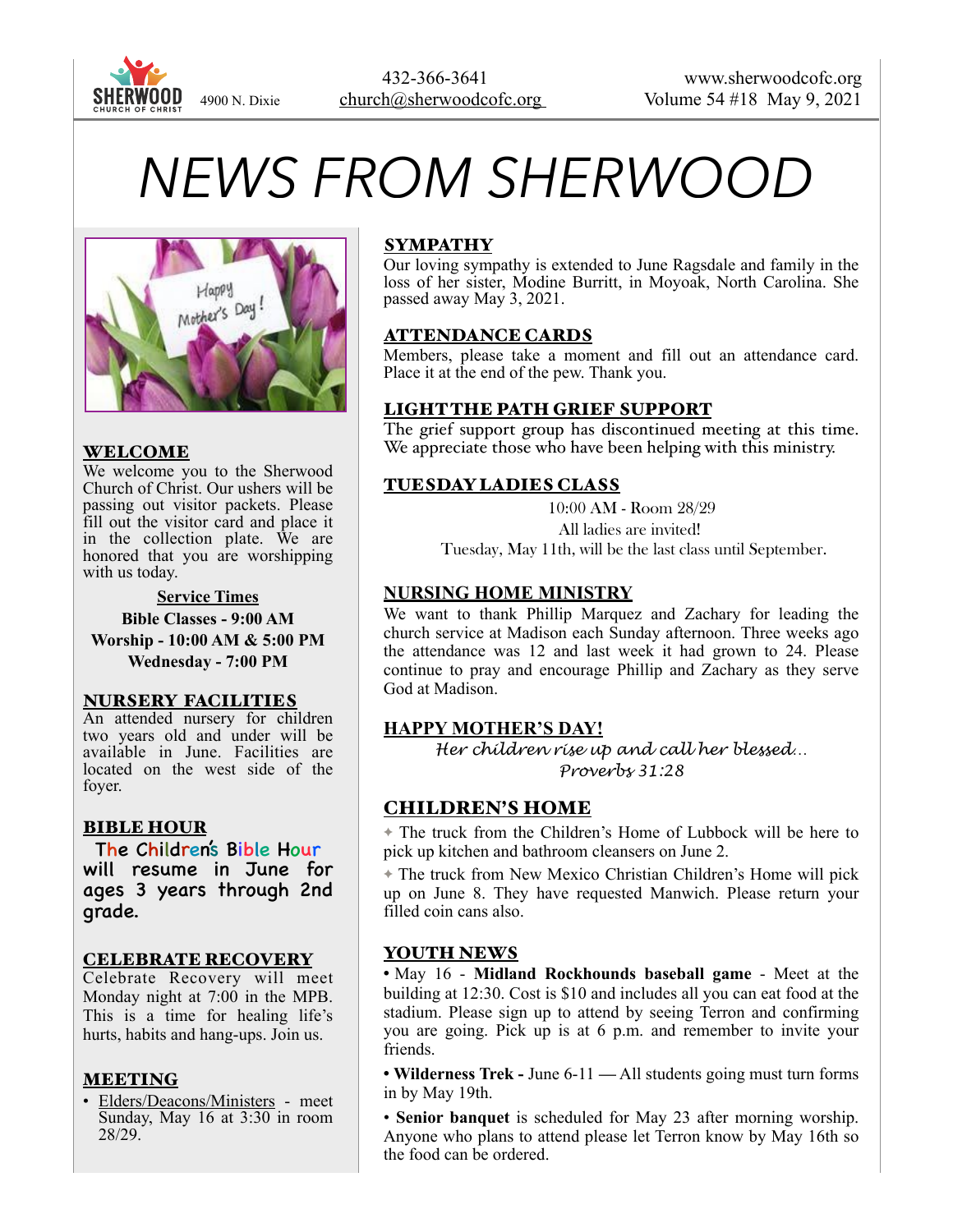SHERWOOD CHURCH OF CHRIST 4900 N. Dixie

432-366-3641
church@sherwoodcofc.org

www.sherwoodcofc.org
Volume 54 #18 May 9, 2021

# NEWS FROM SHERWOOD

## WELCOME

We welcome you to the Sherwood Church of Christ. Our ushers will be passing out visitor packets. Please fill out the visitor card and place it in the collection plate. We are honored that you are worshipping with us today.

**Service Times**
**Bible Classes - 9:00 AM**
**Worship - 10:00 AM & 5:00 PM**
**Wednesday - 7:00 PM**

## NURSERY FACILITIES

An attended nursery for children two years old and under will be available in June. Facilities are located on the west side of the foyer.

## BIBLE HOUR

The Children's Bible Hour will resume in June for ages 3 years through 2nd grade.

## CELEBRATE RECOVERY

Celebrate Recovery will meet Monday night at 7:00 in the MPB. This is a time for healing life's hurts, habits and hang-ups. Join us.

## MEETING

- Elders/Deacons/Ministers - meet Sunday, May 16 at 3:30 in room 28/29.

## SYMPATHY

Our loving sympathy is extended to June Ragsdale and family in the loss of her sister, Modine Burritt, in Moyoak, North Carolina. She passed away May 3, 2021.

## ATTENDANCE CARDS

Members, please take a moment and fill out an attendance card. Place it at the end of the pew. Thank you.

## LIGHT THE PATH GRIEF SUPPORT

The grief support group has discontinued meeting at this time. We appreciate those who have been helping with this ministry.

## TUESDAY LADIES CLASS

10:00 AM - Room 28/29
All ladies are invited!
Tuesday, May 11th, will be the last class until September.

## NURSING HOME MINISTRY

We want to thank Phillip Marquez and Zachary for leading the church service at Madison each Sunday afternoon. Three weeks ago the attendance was 12 and last week it had grown to 24. Please continue to pray and encourage Phillip and Zachary as they serve God at Madison.

## HAPPY MOTHER'S DAY!

*Her children rise up and call her blessed…*
*Proverbs 31:28*

## CHILDREN'S HOME

- The truck from the Children's Home of Lubbock will be here to pick up kitchen and bathroom cleansers on June 2.
- The truck from New Mexico Christian Children's Home will pick up on June 8. They have requested Manwich. Please return your filled coin cans also.

## YOUTH NEWS

- May 16 - **Midland Rockhounds baseball game** - Meet at the building at 12:30. Cost is $10 and includes all you can eat food at the stadium. Please sign up to attend by seeing Terron and confirming you are going. Pick up is at 6 p.m. and remember to invite your friends.
- **Wilderness Trek -** June 6-11 — All students going must turn forms in by May 19th.
- **Senior banquet** is scheduled for May 23 after morning worship. Anyone who plans to attend please let Terron know by May 16th so the food can be ordered.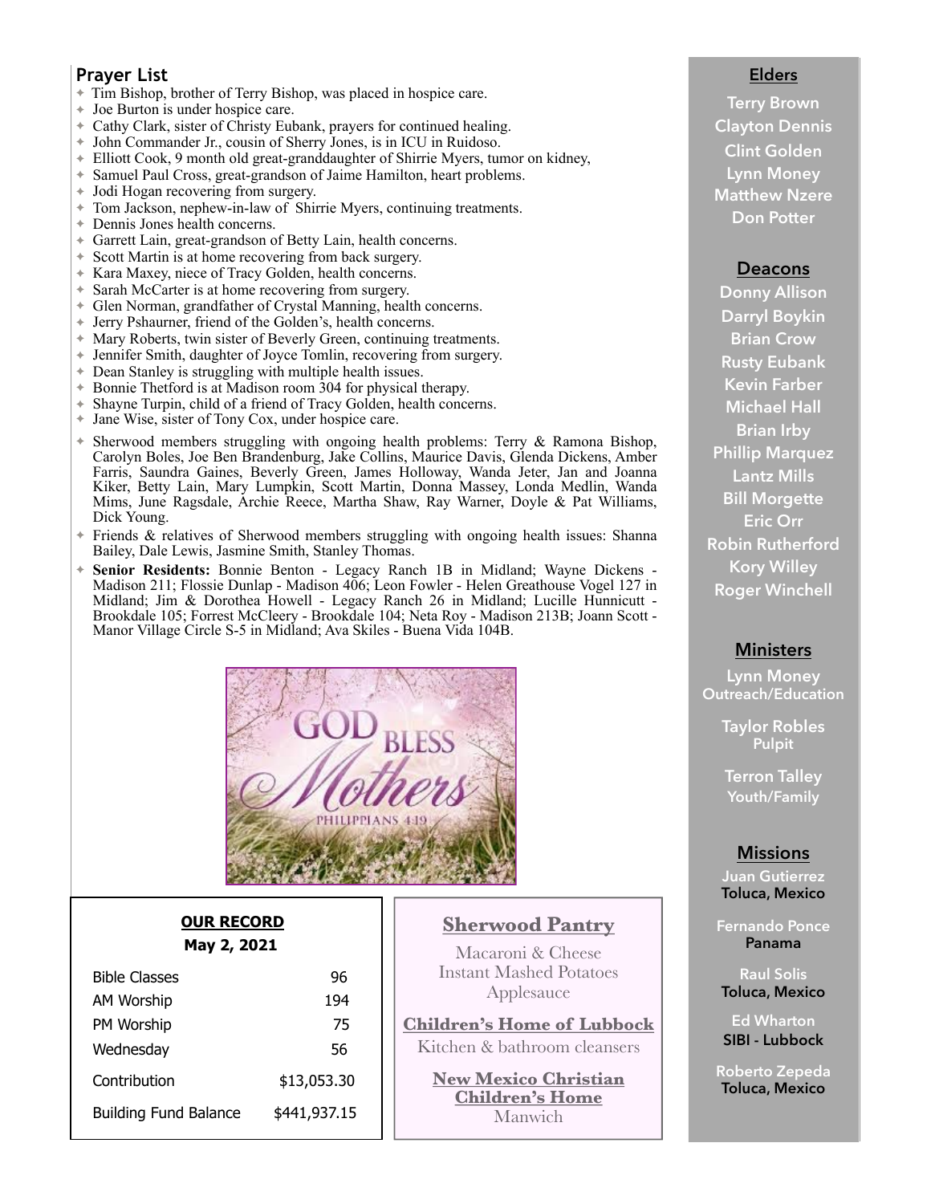## Prayer List

- Tim Bishop, brother of Terry Bishop, was placed in hospice care.
- Joe Burton is under hospice care.
- Cathy Clark, sister of Christy Eubank, prayers for continued healing.
- John Commander Jr., cousin of Sherry Jones, is in ICU in Ruidoso.
- Elliott Cook, 9 month old great-granddaughter of Shirrie Myers, tumor on kidney,
- Samuel Paul Cross, great-grandson of Jaime Hamilton, heart problems.
- Jodi Hogan recovering from surgery.
- Tom Jackson, nephew-in-law of Shirrie Myers, continuing treatments.
- Dennis Jones health concerns.
- Garrett Lain, great-grandson of Betty Lain, health concerns.
- Scott Martin is at home recovering from back surgery.
- Kara Maxey, niece of Tracy Golden, health concerns.
- Sarah McCarter is at home recovering from surgery.
- Glen Norman, grandfather of Crystal Manning, health concerns.
- Jerry Pshaurner, friend of the Golden's, health concerns.
- Mary Roberts, twin sister of Beverly Green, continuing treatments.
- Jennifer Smith, daughter of Joyce Tomlin, recovering from surgery.
- Dean Stanley is struggling with multiple health issues.
- Bonnie Thetford is at Madison room 304 for physical therapy.
- Shayne Turpin, child of a friend of Tracy Golden, health concerns.
- Jane Wise, sister of Tony Cox, under hospice care.
- Sherwood members struggling with ongoing health problems: Terry & Ramona Bishop, Carolyn Boles, Joe Ben Brandenburg, Jake Collins, Maurice Davis, Glenda Dickens, Amber Farris, Saundra Gaines, Beverly Green, James Holloway, Wanda Jeter, Jan and Joanna Kiker, Betty Lain, Mary Lumpkin, Scott Martin, Donna Massey, Londa Medlin, Wanda Mims, June Ragsdale, Archie Reece, Martha Shaw, Ray Warner, Doyle & Pat Williams, Dick Young.
- Friends & relatives of Sherwood members struggling with ongoing health issues: Shanna Bailey, Dale Lewis, Jasmine Smith, Stanley Thomas.
- **Senior Residents:** Bonnie Benton - Legacy Ranch 1B in Midland; Wayne Dickens - Madison 211; Flossie Dunlap - Madison 406; Leon Fowler - Helen Greathouse Vogel 127 in Midland; Jim & Dorothea Howell - Legacy Ranch 26 in Midland; Lucille Hunnicutt - Brookdale 105; Forrest McCleery - Brookdale 104; Neta Roy - Madison 213B; Joann Scott - Manor Village Circle S-5 in Midland; Ava Skiles - Buena Vida 104B.

GOD BLESS Mothers
PHILIPPIANS 4:19

### OUR RECORD
**May 2, 2021**

| | |
|---|---|
| Bible Classes | 96 |
| AM Worship | 194 |
| PM Worship | 75 |
| Wednesday | 56 |
| Contribution | $13,053.30 |
| Building Fund Balance | $441,937.15 |

### Sherwood Pantry

Macaroni & Cheese
Instant Mashed Potatoes
Applesauce

**Children's Home of Lubbock**
Kitchen & bathroom cleansers

**New Mexico Christian Children's Home**
Manwich

### Elders

Terry Brown
Clayton Dennis
Clint Golden
Lynn Money
Matthew Nzere
Don Potter

### Deacons

Donny Allison
Darryl Boykin
Brian Crow
Rusty Eubank
Kevin Farber
Michael Hall
Brian Irby
Phillip Marquez
Lantz Mills
Bill Morgette
Eric Orr
Robin Rutherford
Kory Willey
Roger Winchell

### Ministers

Lynn Money
Outreach/Education

Taylor Robles
Pulpit

Terron Talley
Youth/Family

### Missions

Juan Gutierrez
Toluca, Mexico

Fernando Ponce
Panama

Raul Solis
Toluca, Mexico

Ed Wharton
SIBI - Lubbock

Roberto Zepeda
Toluca, Mexico